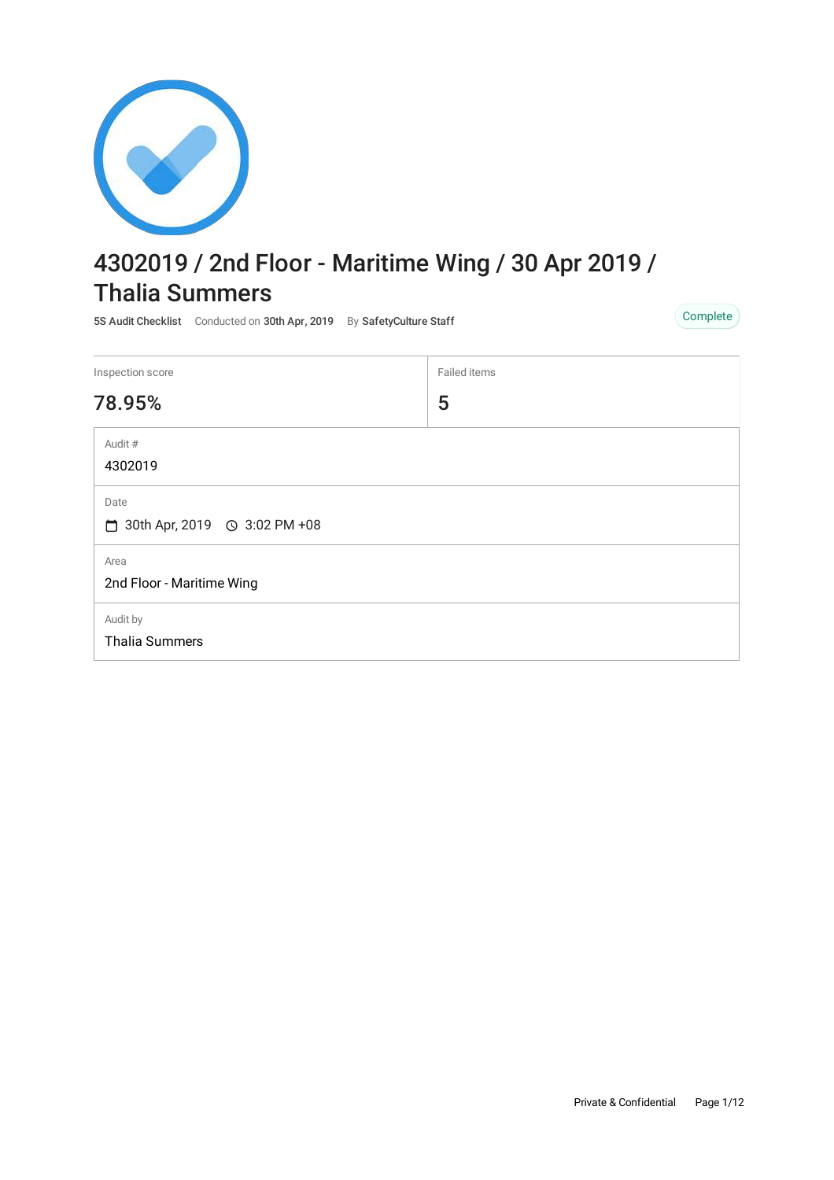# 4302019 / 2nd Floor - Maritime Wing / 30 Apr 2019 / Thalia Summers

**5S Audit Checklist** Conducted on **30th Apr, 2019** By **SafetyCulture Staff**

Complete

| Inspection score | Failed items |
|---|---|
| 78.95% | 5 |

Audit #

4302019

Date

30th Apr, 2019 3:02 PM +08

Area

2nd Floor - Maritime Wing

Audit by

Thalia Summers

Private & Confidential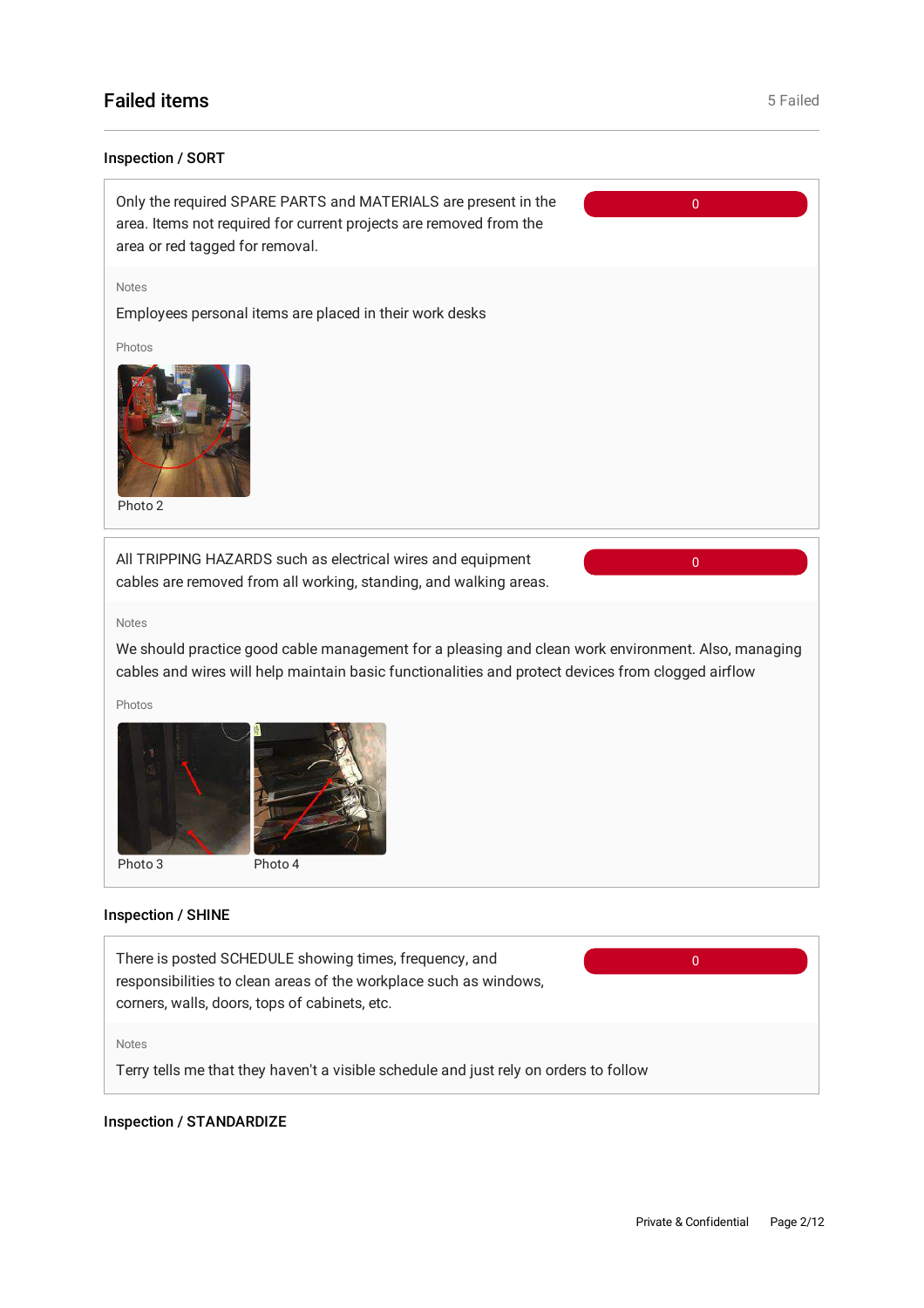## Failed items

5 Failed

### Inspection / SORT

Only the required SPARE PARTS and MATERIALS are present in the area. Items not required for current projects are removed from the area or red tagged for removal.

0

Notes

Employees personal items are placed in their work desks

Photos

Photo 2

All TRIPPING HAZARDS such as electrical wires and equipment cables are removed from all working, standing, and walking areas.

0

Notes

We should practice good cable management for a pleasing and clean work environment. Also, managing cables and wires will help maintain basic functionalities and protect devices from clogged airflow

Photos

Photo 3

Photo 4

### Inspection / SHINE

There is posted SCHEDULE showing times, frequency, and responsibilities to clean areas of the workplace such as windows, corners, walls, doors, tops of cabinets, etc.

0

Notes

Terry tells me that they haven't a visible schedule and just rely on orders to follow

### Inspection / STANDARDIZE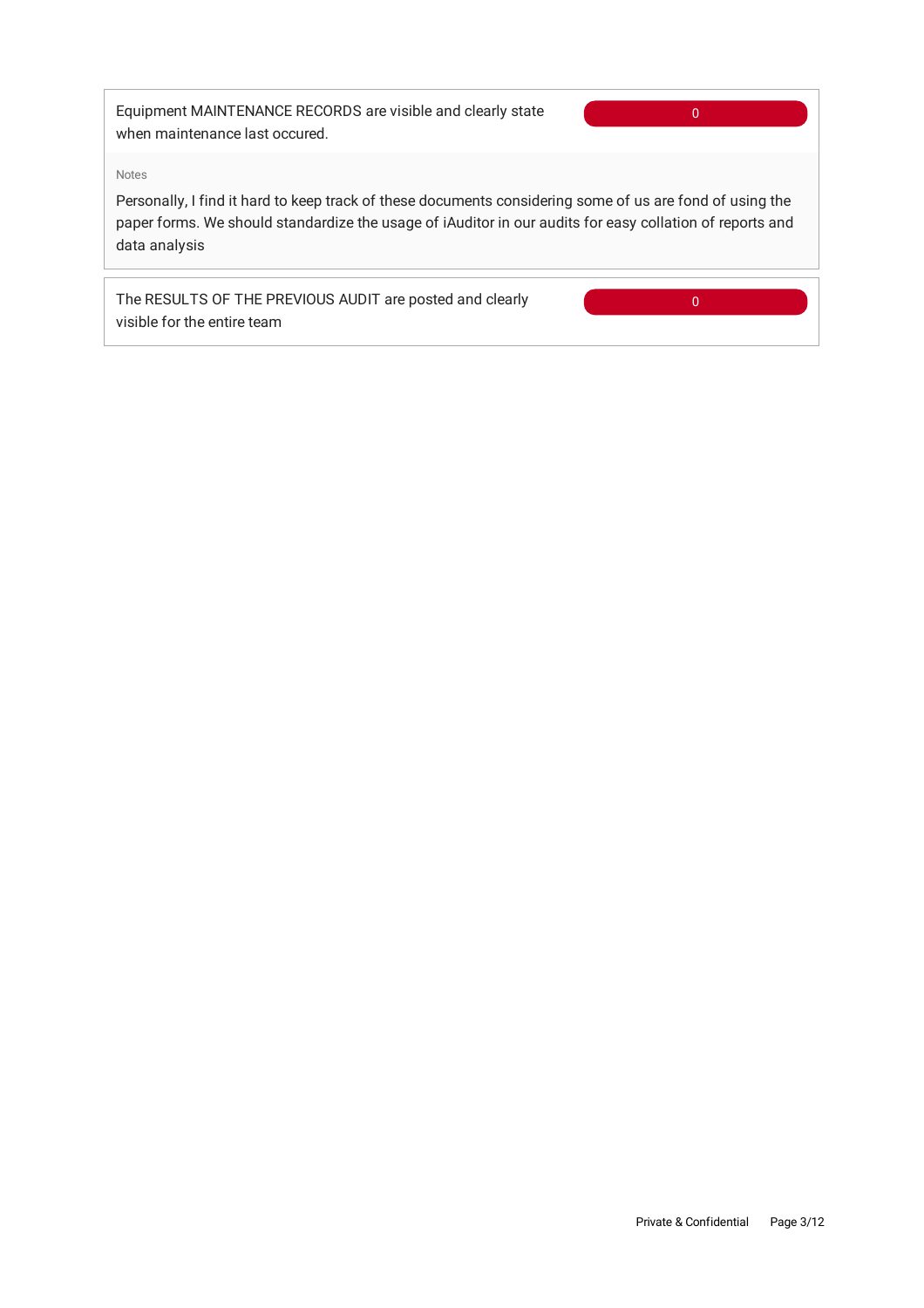| Item | Score |
| --- | --- |
| Equipment MAINTENANCE RECORDS are visible and clearly state when maintenance last occured. | 0 |

Notes

Personally, I find it hard to keep track of these documents considering some of us are fond of using the paper forms. We should standardize the usage of iAuditor in our audits for easy collation of reports and data analysis

| Item | Score |
| --- | --- |
| The RESULTS OF THE PREVIOUS AUDIT are posted and clearly visible for the entire team | 0 |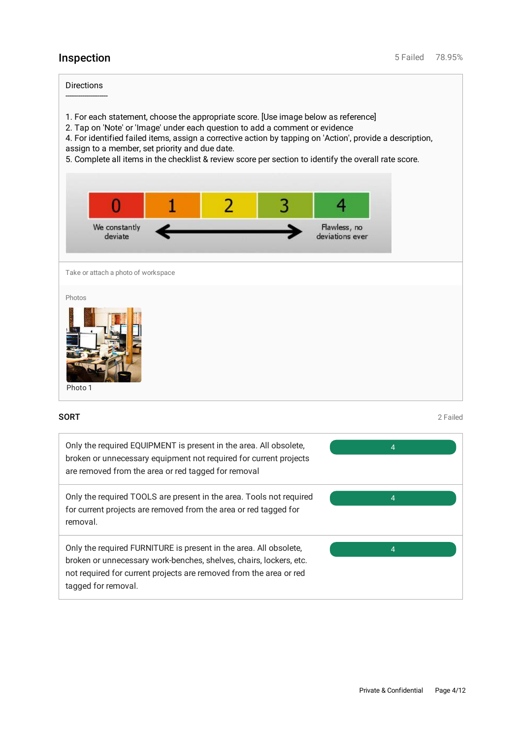## Inspection

5 Failed 78.95%

Directions

---

1. For each statement, choose the appropriate score. [Use image below as reference]
2. Tap on 'Note' or 'Image' under each question to add a comment or evidence
4. For identified failed items, assign a corrective action by tapping on 'Action', provide a description, assign to a member, set priority and due date.
5. Complete all items in the checklist & review score per section to identify the overall rate score.

| 0 | 1 | 2 | 3 | 4 |
|---|---|---|---|---|
| We constantly deviate | | | | Flawless, no deviations ever |

Take or attach a photo of workspace

Photos

Photo 1

### SORT

2 Failed

| Statement | Score |
|---|---|
| Only the required EQUIPMENT is present in the area. All obsolete, broken or unnecessary equipment not required for current projects are removed from the area or red tagged for removal | 4 |
| Only the required TOOLS are present in the area. Tools not required for current projects are removed from the area or red tagged for removal. | 4 |
| Only the required FURNITURE is present in the area. All obsolete, broken or unnecessary work-benches, shelves, chairs, lockers, etc. not required for current projects are removed from the area or red tagged for removal. | 4 |

Private & Confidential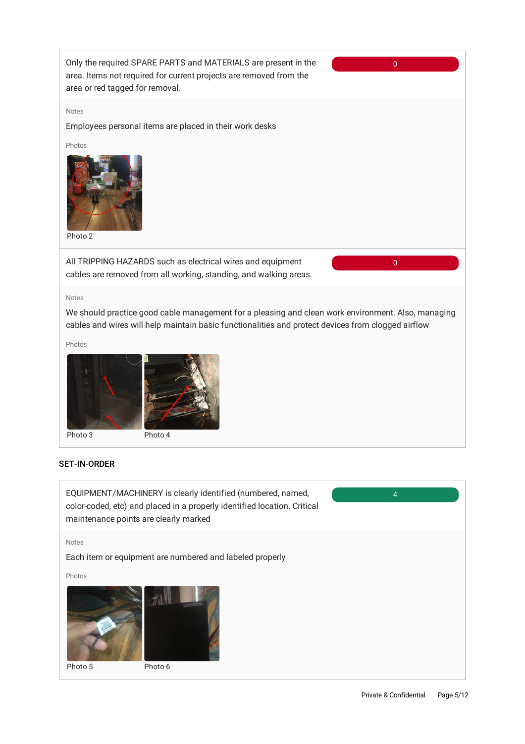Only the required SPARE PARTS and MATERIALS are present in the area. Items not required for current projects are removed from the area or red tagged for removal.

0

Notes

Employees personal items are placed in their work desks

Photos

Photo 2

All TRIPPING HAZARDS such as electrical wires and equipment cables are removed from all working, standing, and walking areas.

0

Notes

We should practice good cable management for a pleasing and clean work environment. Also, managing cables and wires will help maintain basic functionalities and protect devices from clogged airflow

Photos

Photo 3

Photo 4

## SET-IN-ORDER

EQUIPMENT/MACHINERY is clearly identified (numbered, named, color-coded, etc) and placed in a properly identified location. Critical maintenance points are clearly marked

4

Notes

Each item or equipment are numbered and labeled properly

Photos

Photo 5

Photo 6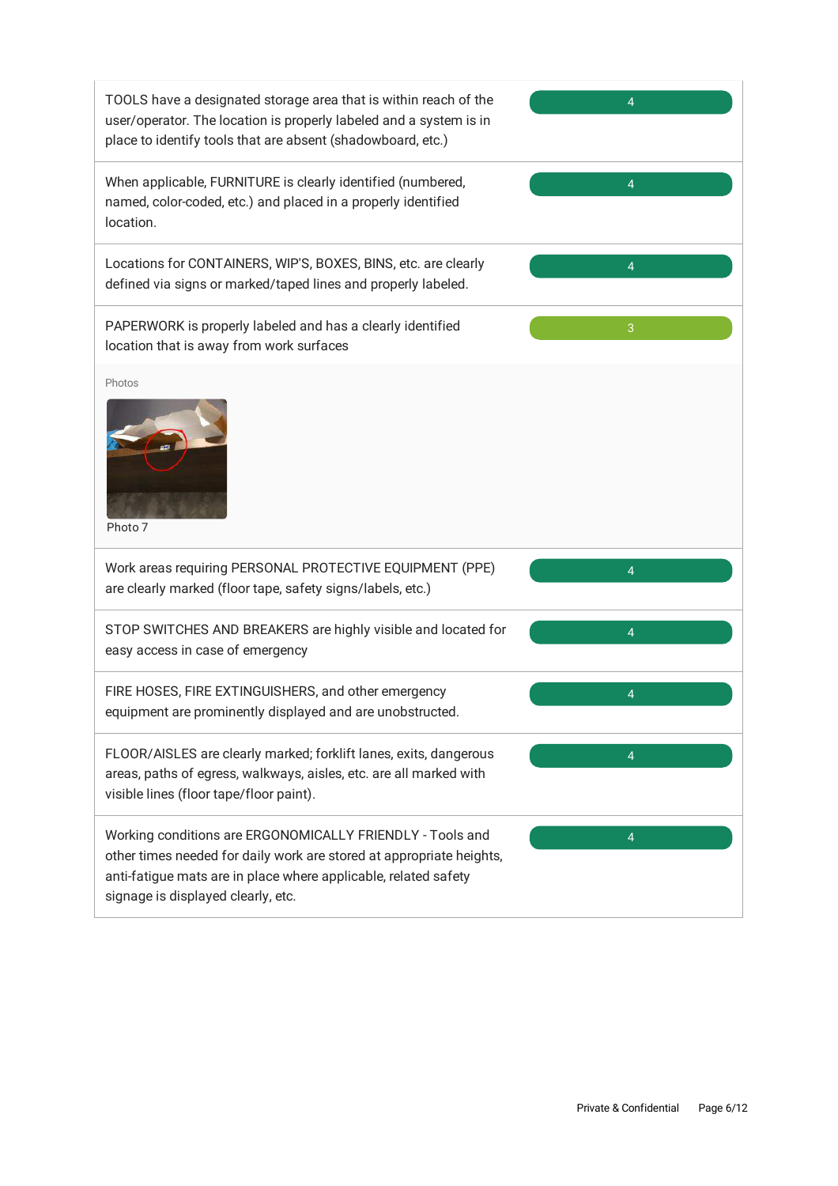| Item | Score |
| --- | --- |
| TOOLS have a designated storage area that is within reach of the user/operator. The location is properly labeled and a system is in place to identify tools that are absent (shadowboard, etc.) | 4 |
| When applicable, FURNITURE is clearly identified (numbered, named, color-coded, etc.) and placed in a properly identified location. | 4 |
| Locations for CONTAINERS, WIP'S, BOXES, BINS, etc. are clearly defined via signs or marked/taped lines and properly labeled. | 4 |
| PAPERWORK is properly labeled and has a clearly identified location that is away from work surfaces | 3 |

Photos

Photo 7

| Item | Score |
| --- | --- |
| Work areas requiring PERSONAL PROTECTIVE EQUIPMENT (PPE) are clearly marked (floor tape, safety signs/labels, etc.) | 4 |
| STOP SWITCHES AND BREAKERS are highly visible and located for easy access in case of emergency | 4 |
| FIRE HOSES, FIRE EXTINGUISHERS, and other emergency equipment are prominently displayed and are unobstructed. | 4 |
| FLOOR/AISLES are clearly marked; forklift lanes, exits, dangerous areas, paths of egress, walkways, aisles, etc. are all marked with visible lines (floor tape/floor paint). | 4 |
| Working conditions are ERGONOMICALLY FRIENDLY - Tools and other times needed for daily work are stored at appropriate heights, anti-fatigue mats are in place where applicable, related safety signage is displayed clearly, etc. | 4 |

Private & Confidential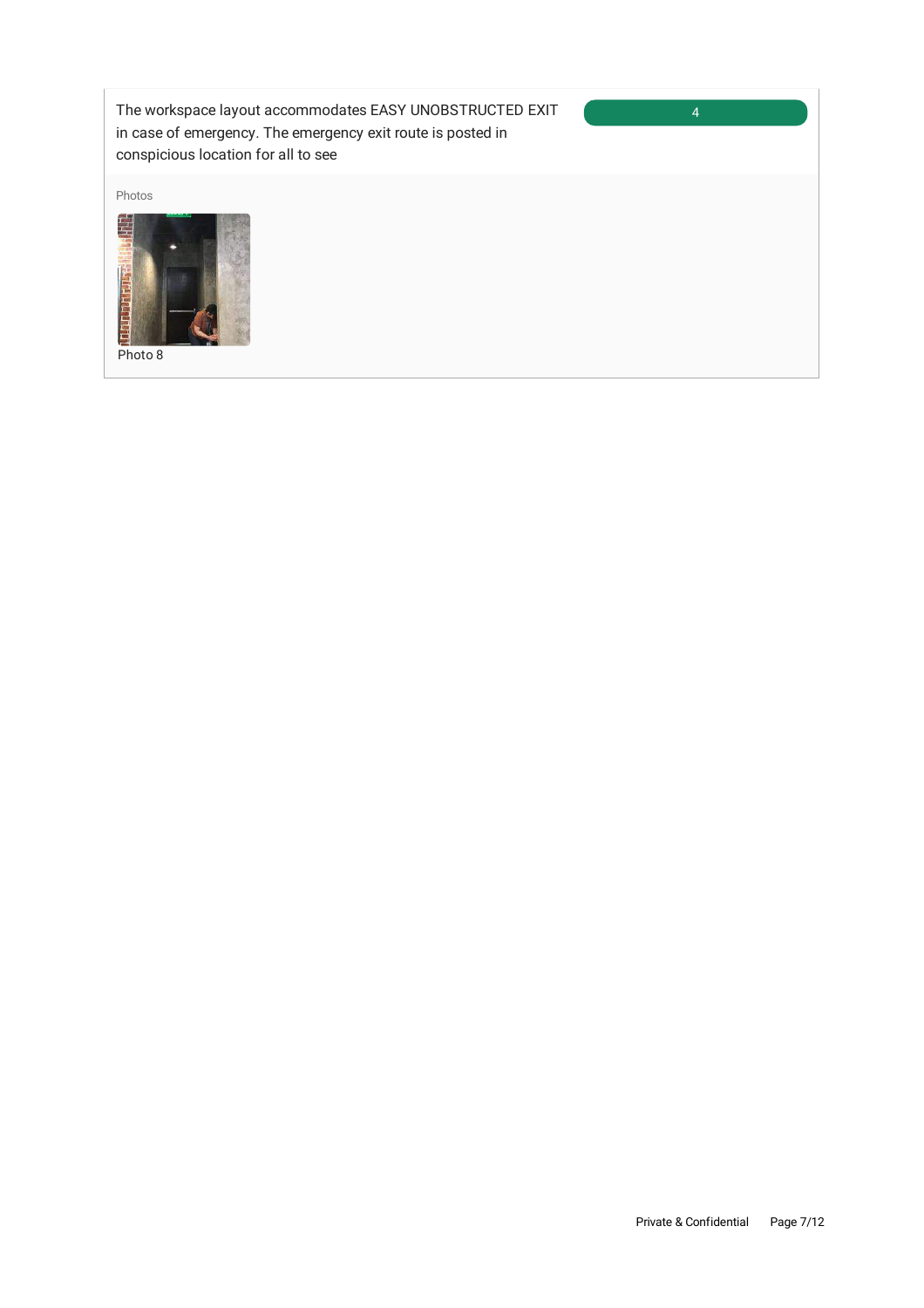| The workspace layout accommodates EASY UNOBSTRUCTED EXIT in case of emergency. The emergency exit route is posted in conspicuous location for all to see | 4 |
| --- | --- |

Photos

Photo 8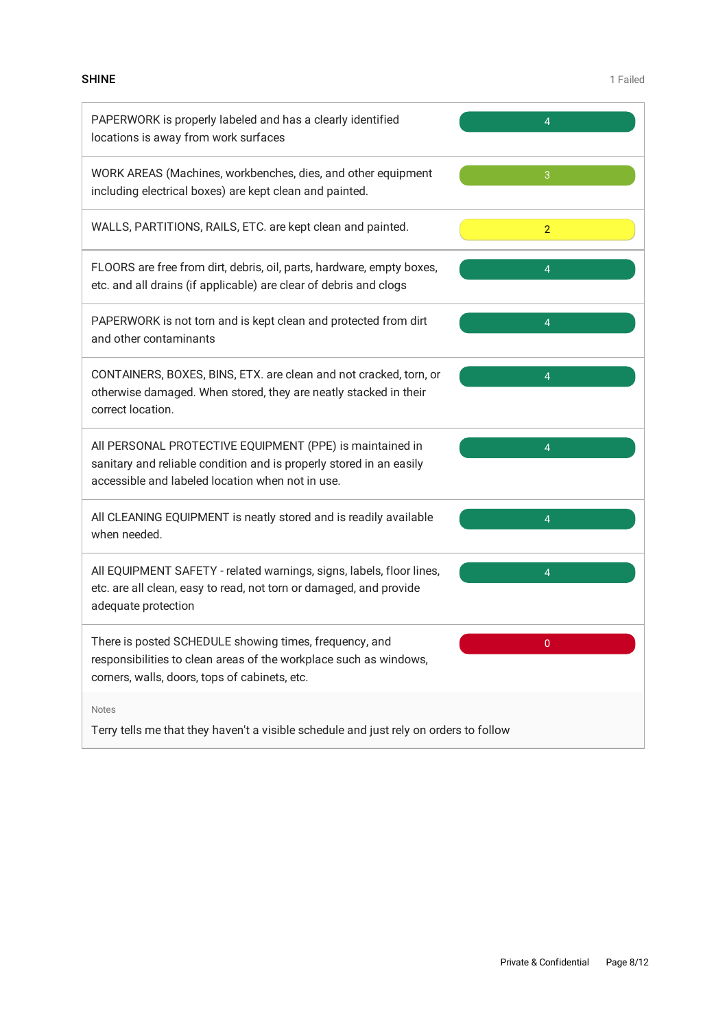## SHINE

1 Failed

| Item | Score |
| --- | --- |
| PAPERWORK is properly labeled and has a clearly identified locations is away from work surfaces | 4 |
| WORK AREAS (Machines, workbenches, dies, and other equipment including electrical boxes) are kept clean and painted. | 3 |
| WALLS, PARTITIONS, RAILS, ETC. are kept clean and painted. | 2 |
| FLOORS are free from dirt, debris, oil, parts, hardware, empty boxes, etc. and all drains (if applicable) are clear of debris and clogs | 4 |
| PAPERWORK is not torn and is kept clean and protected from dirt and other contaminants | 4 |
| CONTAINERS, BOXES, BINS, ETX. are clean and not cracked, torn, or otherwise damaged. When stored, they are neatly stacked in their correct location. | 4 |
| All PERSONAL PROTECTIVE EQUIPMENT (PPE) is maintained in sanitary and reliable condition and is properly stored in an easily accessible and labeled location when not in use. | 4 |
| All CLEANING EQUIPMENT is neatly stored and is readily available when needed. | 4 |
| All EQUIPMENT SAFETY - related warnings, signs, labels, floor lines, etc. are all clean, easy to read, not torn or damaged, and provide adequate protection | 4 |
| There is posted SCHEDULE showing times, frequency, and responsibilities to clean areas of the workplace such as windows, corners, walls, doors, tops of cabinets, etc. | 0 |

Notes

Terry tells me that they haven't a visible schedule and just rely on orders to follow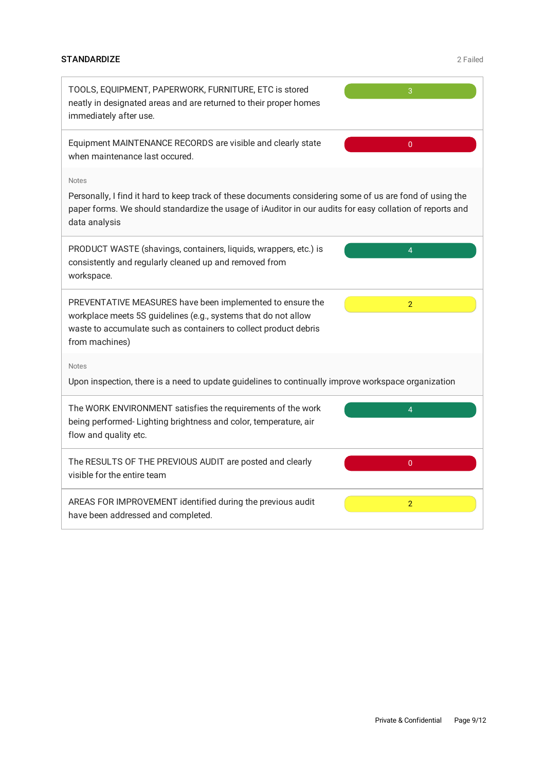## STANDARDIZE

2 Failed

| Item | Score |
| --- | --- |
| TOOLS, EQUIPMENT, PAPERWORK, FURNITURE, ETC is stored neatly in designated areas and are returned to their proper homes immediately after use. | 3 |
| Equipment MAINTENANCE RECORDS are visible and clearly state when maintenance last occured. | 0 |

Notes

Personally, I find it hard to keep track of these documents considering some of us are fond of using the paper forms. We should standardize the usage of iAuditor in our audits for easy collation of reports and data analysis

| Item | Score |
| --- | --- |
| PRODUCT WASTE (shavings, containers, liquids, wrappers, etc.) is consistently and regularly cleaned up and removed from workspace. | 4 |
| PREVENTATIVE MEASURES have been implemented to ensure the workplace meets 5S guidelines (e.g., systems that do not allow waste to accumulate such as containers to collect product debris from machines) | 2 |

Notes

Upon inspection, there is a need to update guidelines to continually improve workspace organization

| Item | Score |
| --- | --- |
| The WORK ENVIRONMENT satisfies the requirements of the work being performed- Lighting brightness and color, temperature, air flow and quality etc. | 4 |
| The RESULTS OF THE PREVIOUS AUDIT are posted and clearly visible for the entire team | 0 |
| AREAS FOR IMPROVEMENT identified during the previous audit have been addressed and completed. | 2 |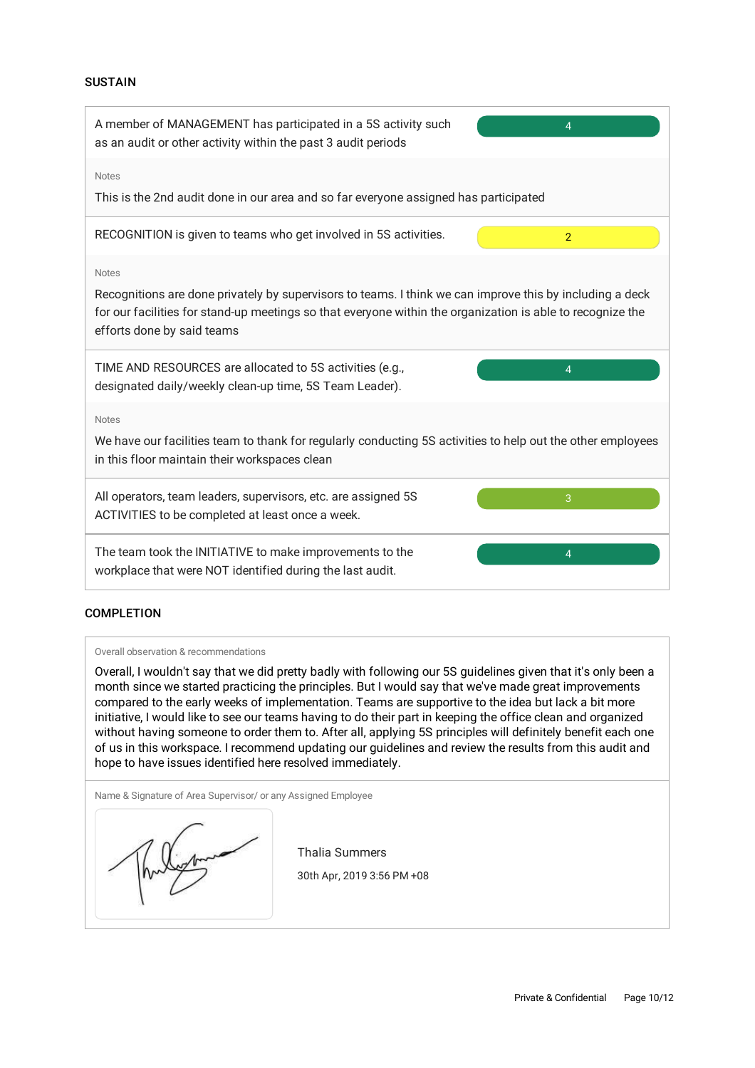## SUSTAIN

| Item | Score |
|---|---|
| A member of MANAGEMENT has participated in a 5S activity such as an audit or other activity within the past 3 audit periods | 4 |

Notes

This is the 2nd audit done in our area and so far everyone assigned has participated

| Item | Score |
|---|---|
| RECOGNITION is given to teams who get involved in 5S activities. | 2 |

Notes

Recognitions are done privately by supervisors to teams. I think we can improve this by including a deck for our facilities for stand-up meetings so that everyone within the organization is able to recognize the efforts done by said teams

| Item | Score |
|---|---|
| TIME AND RESOURCES are allocated to 5S activities (e.g., designated daily/weekly clean-up time, 5S Team Leader). | 4 |

Notes

We have our facilities team to thank for regularly conducting 5S activities to help out the other employees in this floor maintain their workspaces clean

| Item | Score |
|---|---|
| All operators, team leaders, supervisors, etc. are assigned 5S ACTIVITIES to be completed at least once a week. | 3 |
| The team took the INITIATIVE to make improvements to the workplace that were NOT identified during the last audit. | 4 |

## COMPLETION

Overall observation & recommendations

Overall, I wouldn't say that we did pretty badly with following our 5S guidelines given that it's only been a month since we started practicing the principles. But I would say that we've made great improvements compared to the early weeks of implementation. Teams are supportive to the idea but lack a bit more initiative, I would like to see our teams having to do their part in keeping the office clean and organized without having someone to order them to. After all, applying 5S principles will definitely benefit each one of us in this workspace. I recommend updating our guidelines and review the results from this audit and hope to have issues identified here resolved immediately.

Name & Signature of Area Supervisor/ or any Assigned Employee

Thalia Summers

30th Apr, 2019 3:56 PM +08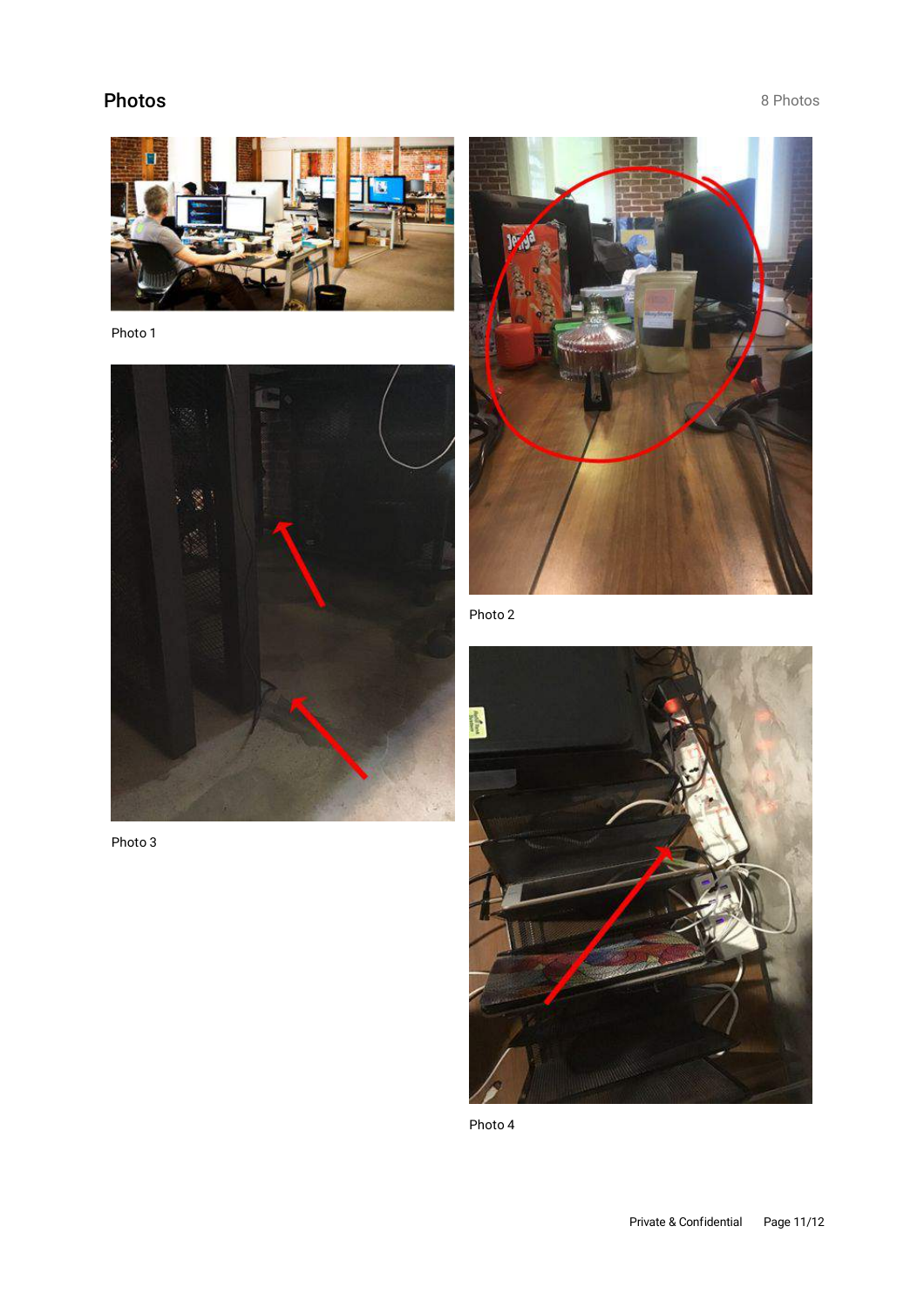## Photos

8 Photos

Photo 1

Photo 2

Photo 3

Photo 4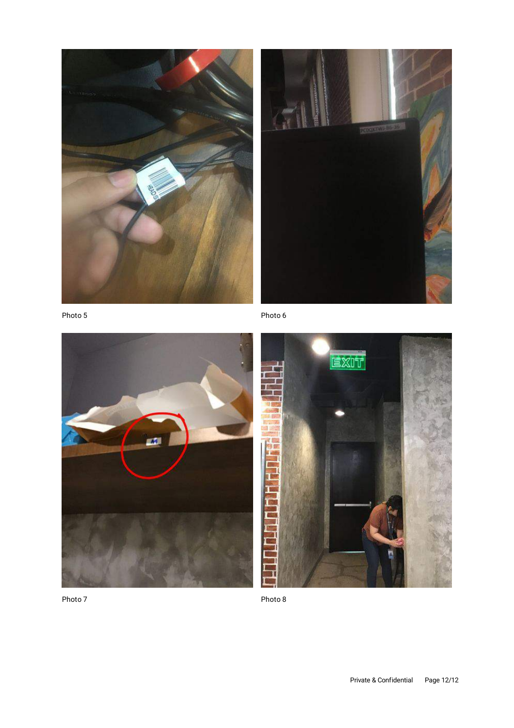Photo 5

Photo 6

Photo 7

Photo 8